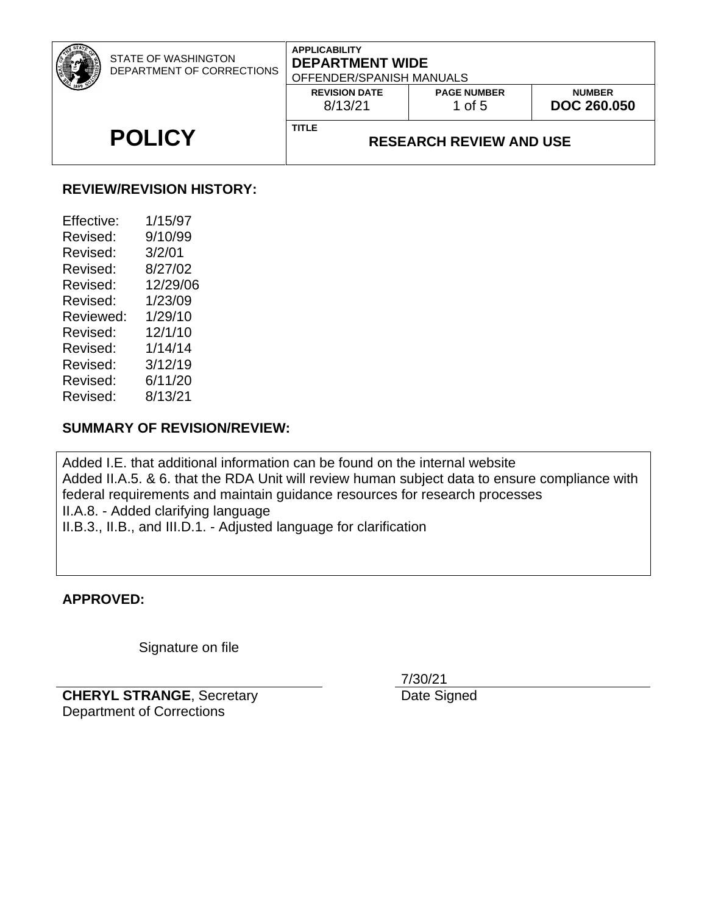| STATE OF WASHINGTON DEPARTMENT OF CORRECTIONS | APPLICABILITY **DEPARTMENT WIDE** OFFENDER/SPANISH MANUALS | | |
|---|---|---|---|
| | **REVISION DATE** 8/13/21 | **PAGE NUMBER** 1 of 5 | **NUMBER** **DOC 260.050** |
| **POLICY** | **TITLE** **RESEARCH REVIEW AND USE** | | |

## REVIEW/REVISION HISTORY:

Effective: 1/15/97
Revised: 9/10/99
Revised: 3/2/01
Revised: 8/27/02
Revised: 12/29/06
Revised: 1/23/09
Reviewed: 1/29/10
Revised: 12/1/10
Revised: 1/14/14
Revised: 3/12/19
Revised: 6/11/20
Revised: 8/13/21

## SUMMARY OF REVISION/REVIEW:

Added I.E. that additional information can be found on the internal website
Added II.A.5. & 6. that the RDA Unit will review human subject data to ensure compliance with federal requirements and maintain guidance resources for research processes
II.A.8. - Added clarifying language
II.B.3., II.B., and III.D.1. - Adjusted language for clarification

## APPROVED:

Signature on file

**CHERYL STRANGE**, Secretary
Department of Corrections

7/30/21
Date Signed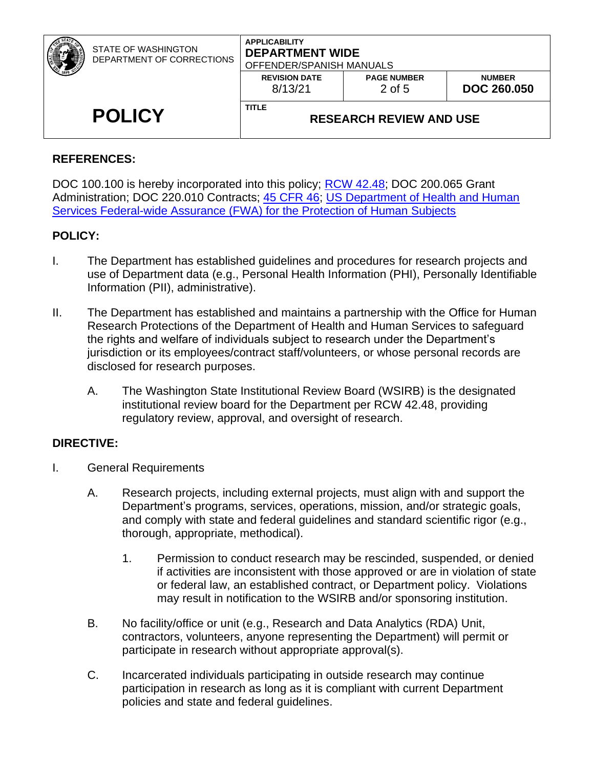## REFERENCES:

DOC 100.100 is hereby incorporated into this policy; RCW 42.48; DOC 200.065 Grant Administration; DOC 220.010 Contracts; 45 CFR 46; US Department of Health and Human Services Federal-wide Assurance (FWA) for the Protection of Human Subjects

## POLICY:

I. The Department has established guidelines and procedures for research projects and use of Department data (e.g., Personal Health Information (PHI), Personally Identifiable Information (PII), administrative).

II. The Department has established and maintains a partnership with the Office for Human Research Protections of the Department of Health and Human Services to safeguard the rights and welfare of individuals subject to research under the Department's jurisdiction or its employees/contract staff/volunteers, or whose personal records are disclosed for research purposes.

   A. The Washington State Institutional Review Board (WSIRB) is the designated institutional review board for the Department per RCW 42.48, providing regulatory review, approval, and oversight of research.

## DIRECTIVE:

I. General Requirements

   A. Research projects, including external projects, must align with and support the Department's programs, services, operations, mission, and/or strategic goals, and comply with state and federal guidelines and standard scientific rigor (e.g., thorough, appropriate, methodical).

      1. Permission to conduct research may be rescinded, suspended, or denied if activities are inconsistent with those approved or are in violation of state or federal law, an established contract, or Department policy. Violations may result in notification to the WSIRB and/or sponsoring institution.

   B. No facility/office or unit (e.g., Research and Data Analytics (RDA) Unit, contractors, volunteers, anyone representing the Department) will permit or participate in research without appropriate approval(s).

   C. Incarcerated individuals participating in outside research may continue participation in research as long as it is compliant with current Department policies and state and federal guidelines.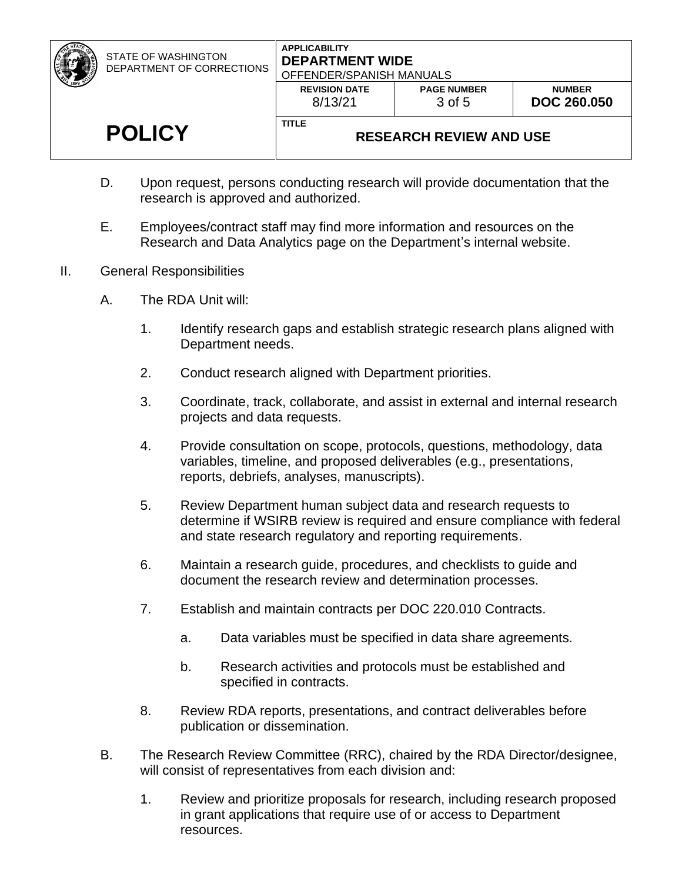D. Upon request, persons conducting research will provide documentation that the research is approved and authorized.

E. Employees/contract staff may find more information and resources on the Research and Data Analytics page on the Department's internal website.

II. General Responsibilities

A. The RDA Unit will:

1. Identify research gaps and establish strategic research plans aligned with Department needs.

2. Conduct research aligned with Department priorities.

3. Coordinate, track, collaborate, and assist in external and internal research projects and data requests.

4. Provide consultation on scope, protocols, questions, methodology, data variables, timeline, and proposed deliverables (e.g., presentations, reports, debriefs, analyses, manuscripts).

5. Review Department human subject data and research requests to determine if WSIRB review is required and ensure compliance with federal and state research regulatory and reporting requirements.

6. Maintain a research guide, procedures, and checklists to guide and document the research review and determination processes.

7. Establish and maintain contracts per DOC 220.010 Contracts.

   a. Data variables must be specified in data share agreements.

   b. Research activities and protocols must be established and specified in contracts.

8. Review RDA reports, presentations, and contract deliverables before publication or dissemination.

B. The Research Review Committee (RRC), chaired by the RDA Director/designee, will consist of representatives from each division and:

1. Review and prioritize proposals for research, including research proposed in grant applications that require use of or access to Department resources.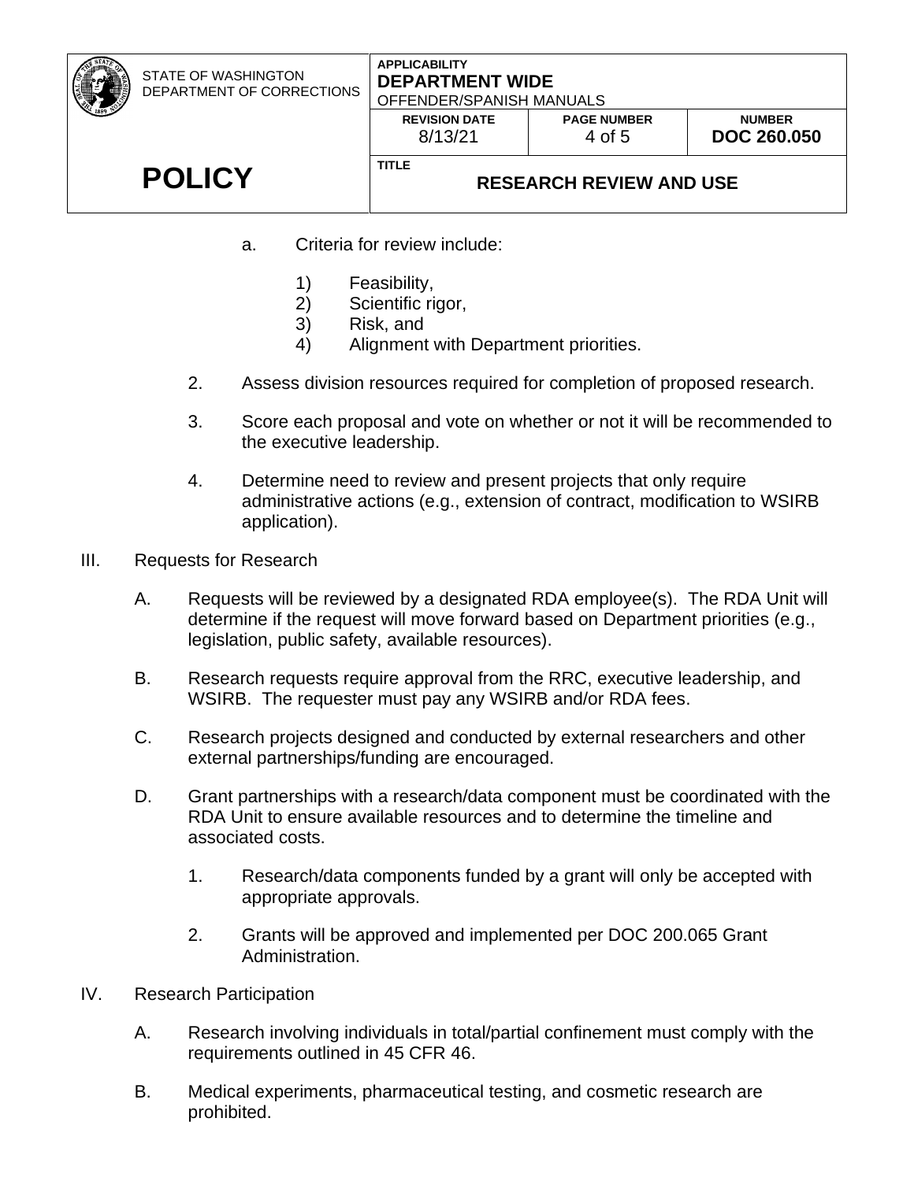a. Criteria for review include:

1) Feasibility,
2) Scientific rigor,
3) Risk, and
4) Alignment with Department priorities.

2. Assess division resources required for completion of proposed research.

3. Score each proposal and vote on whether or not it will be recommended to the executive leadership.

4. Determine need to review and present projects that only require administrative actions (e.g., extension of contract, modification to WSIRB application).

III. Requests for Research

A. Requests will be reviewed by a designated RDA employee(s). The RDA Unit will determine if the request will move forward based on Department priorities (e.g., legislation, public safety, available resources).

B. Research requests require approval from the RRC, executive leadership, and WSIRB. The requester must pay any WSIRB and/or RDA fees.

C. Research projects designed and conducted by external researchers and other external partnerships/funding are encouraged.

D. Grant partnerships with a research/data component must be coordinated with the RDA Unit to ensure available resources and to determine the timeline and associated costs.

1. Research/data components funded by a grant will only be accepted with appropriate approvals.

2. Grants will be approved and implemented per DOC 200.065 Grant Administration.

IV. Research Participation

A. Research involving individuals in total/partial confinement must comply with the requirements outlined in 45 CFR 46.

B. Medical experiments, pharmaceutical testing, and cosmetic research are prohibited.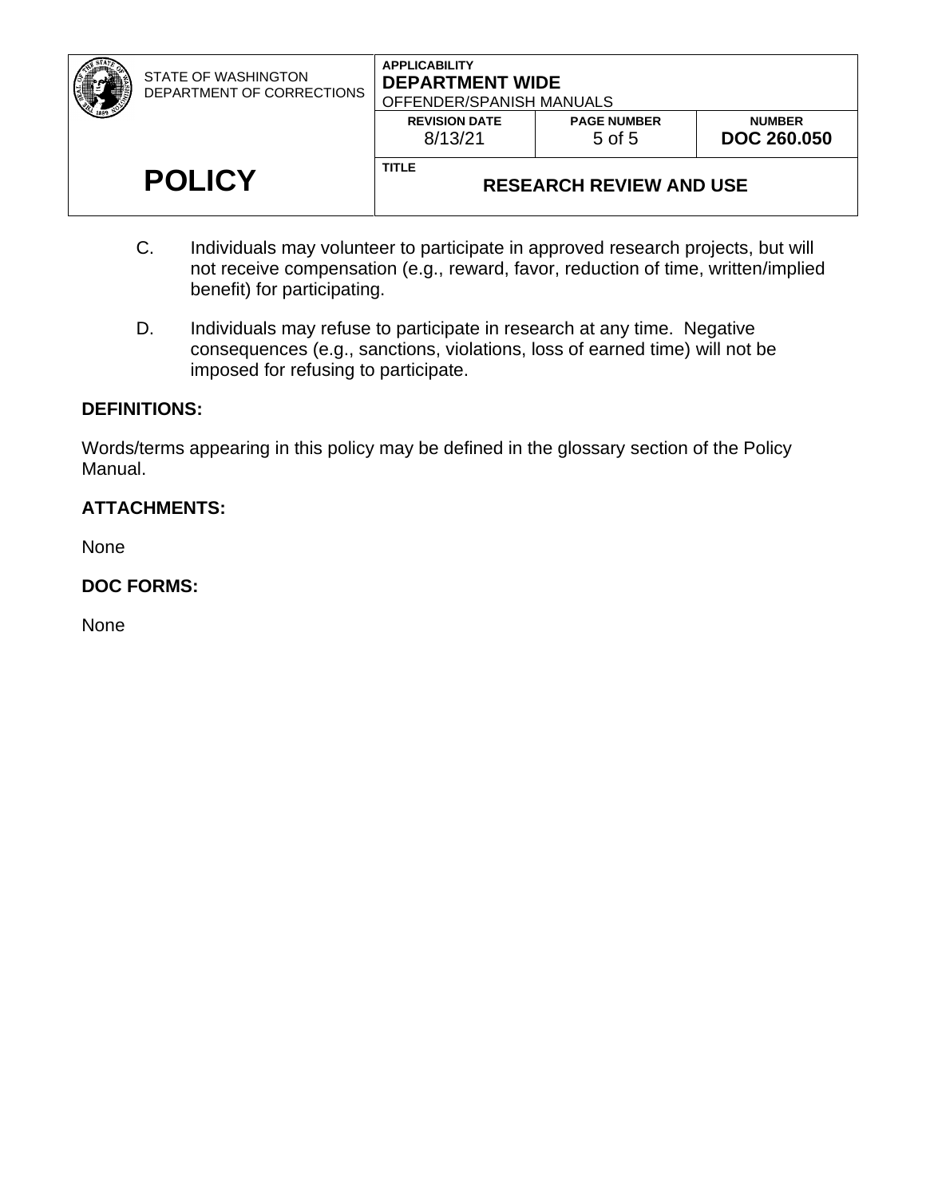C. Individuals may volunteer to participate in approved research projects, but will not receive compensation (e.g., reward, favor, reduction of time, written/implied benefit) for participating.

D. Individuals may refuse to participate in research at any time. Negative consequences (e.g., sanctions, violations, loss of earned time) will not be imposed for refusing to participate.

**DEFINITIONS:**

Words/terms appearing in this policy may be defined in the glossary section of the Policy Manual.

**ATTACHMENTS:**

None

**DOC FORMS:**

None